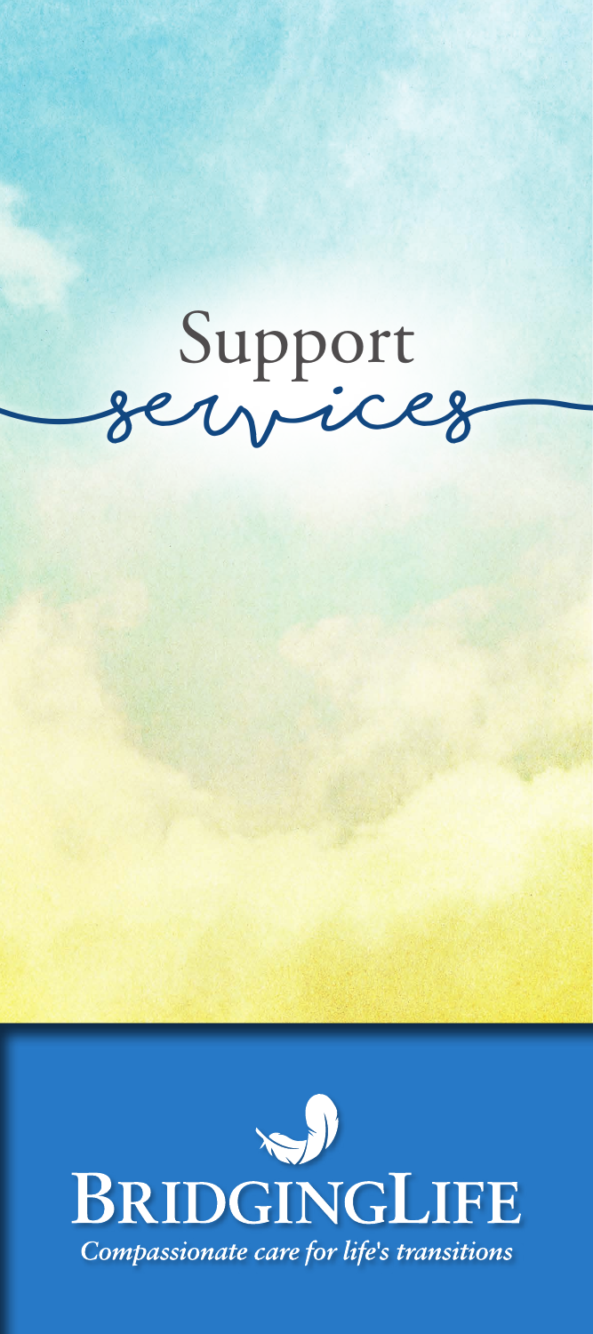# Support services

**BRIDGINGLIFE**

*Compassionate care for life's transitions*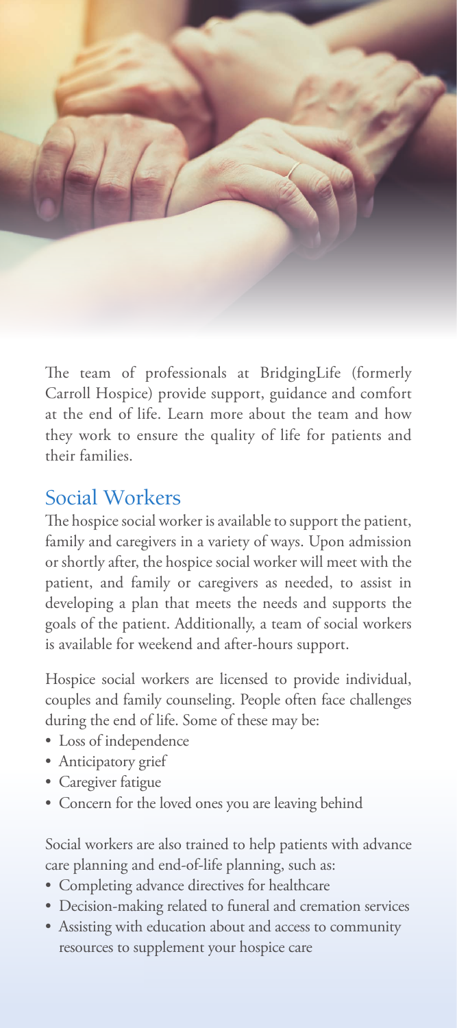The team of professionals at BridgingLife (formerly Carroll Hospice) provide support, guidance and comfort at the end of life. Learn more about the team and how they work to ensure the quality of life for patients and their families.

## Social Workers

The hospice social worker is available to support the patient, family and caregivers in a variety of ways. Upon admission or shortly after, the hospice social worker will meet with the patient, and family or caregivers as needed, to assist in developing a plan that meets the needs and supports the goals of the patient. Additionally, a team of social workers is available for weekend and after-hours support.

Hospice social workers are licensed to provide individual, couples and family counseling. People often face challenges during the end of life. Some of these may be:

- Loss of independence
- Anticipatory grief
- Caregiver fatigue
- Concern for the loved ones you are leaving behind

Social workers are also trained to help patients with advance care planning and end-of-life planning, such as:

- Completing advance directives for healthcare
- Decision-making related to funeral and cremation services
- Assisting with education about and access to community resources to supplement your hospice care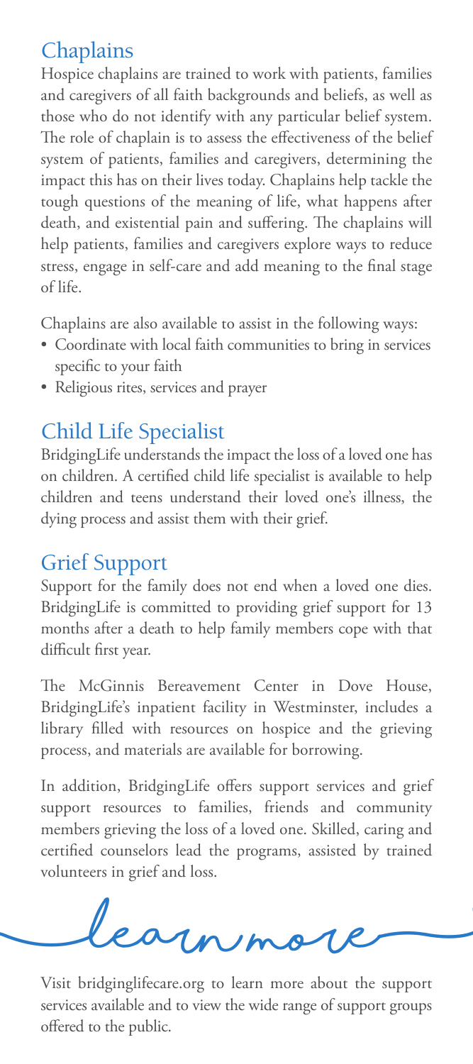## Chaplains

Hospice chaplains are trained to work with patients, families and caregivers of all faith backgrounds and beliefs, as well as those who do not identify with any particular belief system. The role of chaplain is to assess the effectiveness of the belief system of patients, families and caregivers, determining the impact this has on their lives today. Chaplains help tackle the tough questions of the meaning of life, what happens after death, and existential pain and suffering. The chaplains will help patients, families and caregivers explore ways to reduce stress, engage in self-care and add meaning to the final stage of life.

Chaplains are also available to assist in the following ways:

- Coordinate with local faith communities to bring in services specific to your faith
- Religious rites, services and prayer

## Child Life Specialist

BridgingLife understands the impact the loss of a loved one has on children. A certified child life specialist is available to help children and teens understand their loved one's illness, the dying process and assist them with their grief.

## Grief Support

Support for the family does not end when a loved one dies. BridgingLife is committed to providing grief support for 13 months after a death to help family members cope with that difficult first year.

The McGinnis Bereavement Center in Dove House, BridgingLife's inpatient facility in Westminster, includes a library filled with resources on hospice and the grieving process, and materials are available for borrowing.

In addition, BridgingLife offers support services and grief support resources to families, friends and community members grieving the loss of a loved one. Skilled, caring and certified counselors lead the programs, assisted by trained volunteers in grief and loss.

## learn more

Visit bridginglifecare.org to learn more about the support services available and to view the wide range of support groups offered to the public.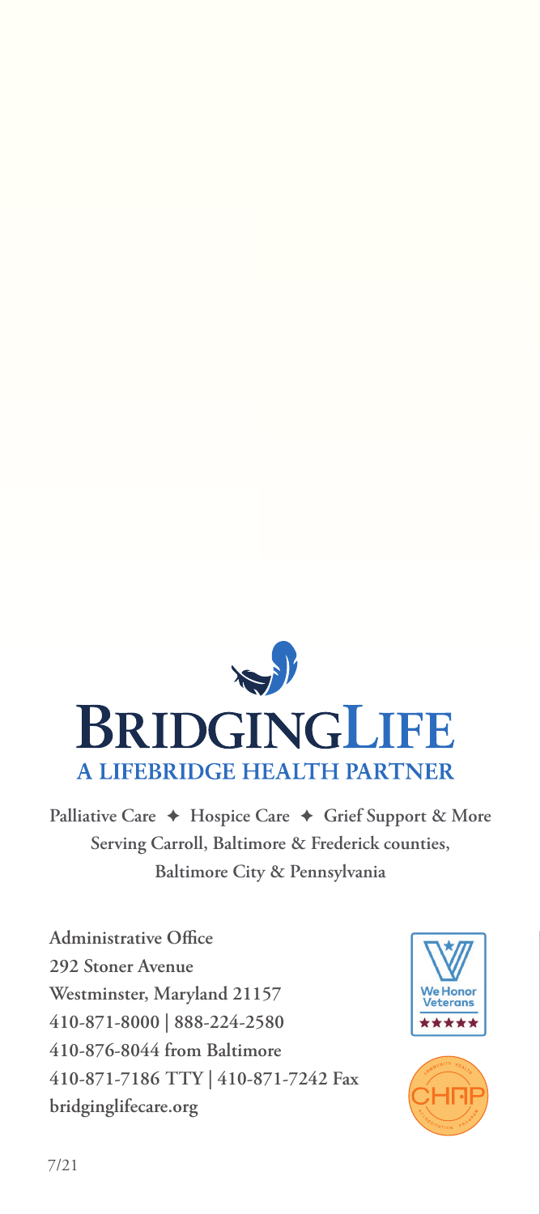# BRIDGINGLIFE

**A LIFEBRIDGE HEALTH PARTNER**

**Palliative Care ✦ Hospice Care ✦ Grief Support & More**
**Serving Carroll, Baltimore & Frederick counties,**
**Baltimore City & Pennsylvania**

**Administrative Office**
**292 Stoner Avenue**
**Westminster, Maryland 21157**
**410-871-8000 | 888-224-2580**
**410-876-8044 from Baltimore**
**410-871-7186 TTY | 410-871-7242 Fax**
**bridginglifecare.org**

We Honor Veterans

CHAP

7/21